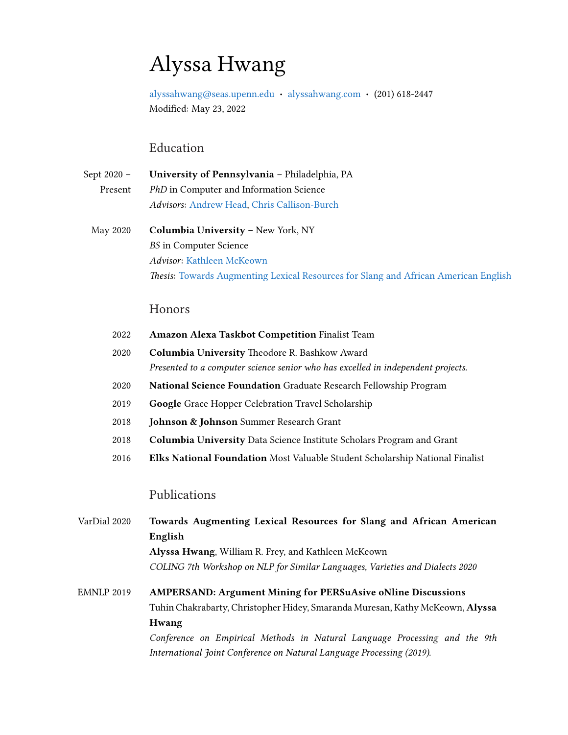# Alyssa Hwang

alyssahwang@seas.upenn.edu • alyssahwang.com • (201) 618-2447
Modified: May 23, 2022

## Education

Sept 2020 – Present
**University of Pennsylvania** – Philadelphia, PA
*PhD* in Computer and Information Science
*Advisors*: Andrew Head, Chris Callison-Burch

May 2020
**Columbia University** – New York, NY
*BS* in Computer Science
*Advisor*: Kathleen McKeown
*Thesis*: Towards Augmenting Lexical Resources for Slang and African American English

## Honors

2022 **Amazon Alexa Taskbot Competition** Finalist Team

2020 **Columbia University** Theodore R. Bashkow Award
*Presented to a computer science senior who has excelled in independent projects.*

2020 **National Science Foundation** Graduate Research Fellowship Program

2019 **Google** Grace Hopper Celebration Travel Scholarship

2018 **Johnson & Johnson** Summer Research Grant

2018 **Columbia University** Data Science Institute Scholars Program and Grant

2016 **Elks National Foundation** Most Valuable Student Scholarship National Finalist

## Publications

VarDial 2020
**Towards Augmenting Lexical Resources for Slang and African American English**
**Alyssa Hwang**, William R. Frey, and Kathleen McKeown
*COLING 7th Workshop on NLP for Similar Languages, Varieties and Dialects 2020*

EMNLP 2019
**AMPERSAND: Argument Mining for PERSuAsive oNline Discussions**
Tuhin Chakrabarty, Christopher Hidey, Smaranda Muresan, Kathy McKeown, **Alyssa Hwang**
*Conference on Empirical Methods in Natural Language Processing and the 9th International Joint Conference on Natural Language Processing (2019).*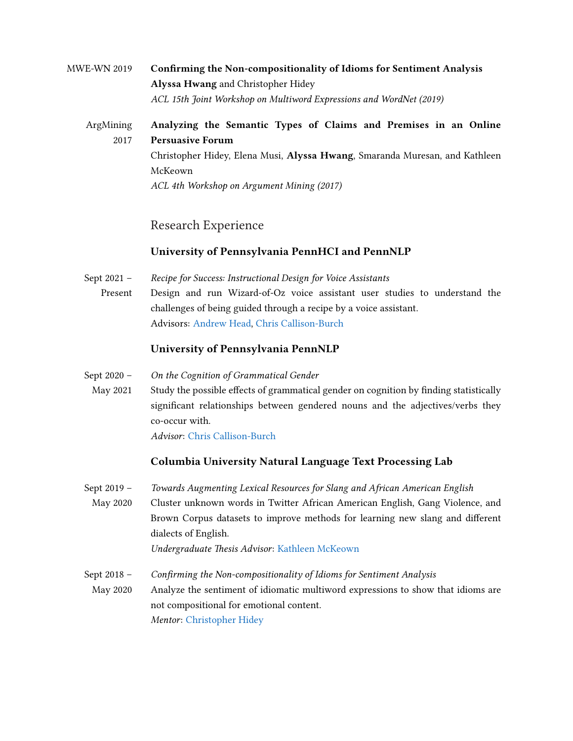MWE-WN 2019 **Confirming the Non-compositionality of Idioms for Sentiment Analysis**
**Alyssa Hwang** and Christopher Hidey
*ACL 15th Joint Workshop on Multiword Expressions and WordNet (2019)*

ArgMining 2017 **Analyzing the Semantic Types of Claims and Premises in an Online Persuasive Forum**
Christopher Hidey, Elena Musi, **Alyssa Hwang**, Smaranda Muresan, and Kathleen McKeown
*ACL 4th Workshop on Argument Mining (2017)*

## Research Experience

### University of Pennsylvania PennHCI and PennNLP

Sept 2021 – Present
*Recipe for Success: Instructional Design for Voice Assistants*
Design and run Wizard-of-Oz voice assistant user studies to understand the challenges of being guided through a recipe by a voice assistant.
Advisors: Andrew Head, Chris Callison-Burch

### University of Pennsylvania PennNLP

Sept 2020 – May 2021
*On the Cognition of Grammatical Gender*
Study the possible effects of grammatical gender on cognition by finding statistically significant relationships between gendered nouns and the adjectives/verbs they co-occur with.
*Advisor*: Chris Callison-Burch

### Columbia University Natural Language Text Processing Lab

Sept 2019 – May 2020
*Towards Augmenting Lexical Resources for Slang and African American English*
Cluster unknown words in Twitter African American English, Gang Violence, and Brown Corpus datasets to improve methods for learning new slang and different dialects of English.
*Undergraduate Thesis Advisor*: Kathleen McKeown

Sept 2018 – May 2020
*Confirming the Non-compositionality of Idioms for Sentiment Analysis*
Analyze the sentiment of idiomatic multiword expressions to show that idioms are not compositional for emotional content.
*Mentor*: Christopher Hidey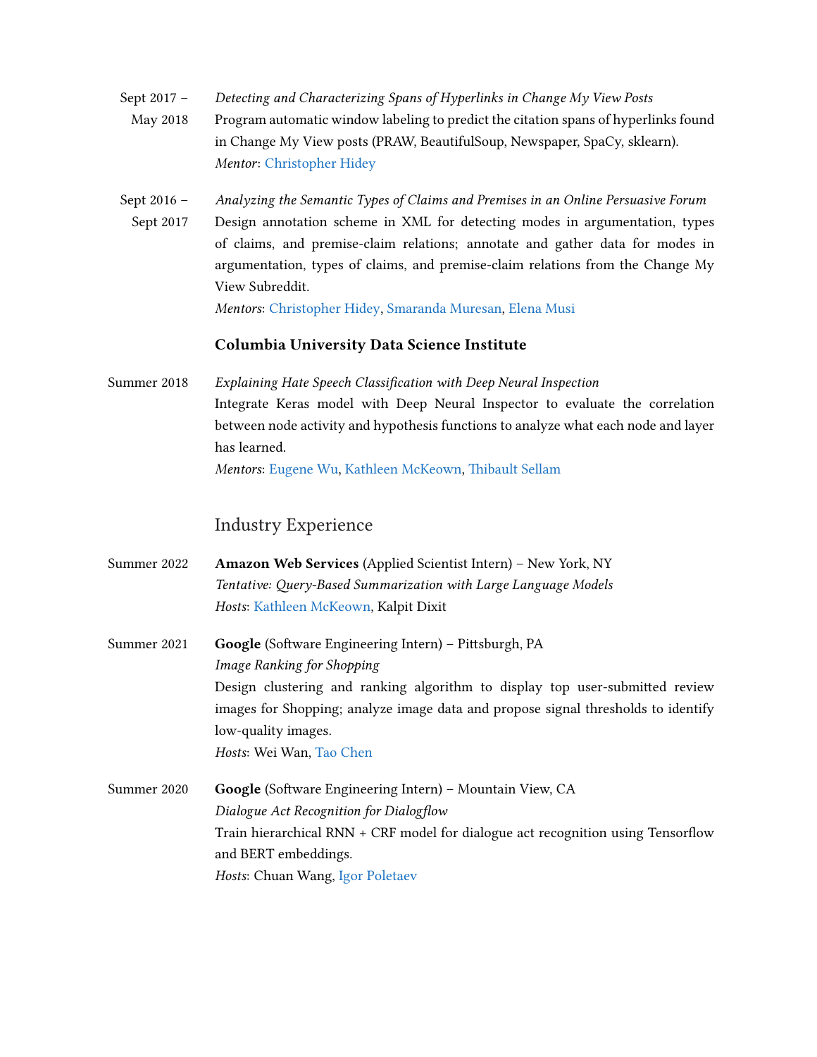Sept 2017 – May 2018

*Detecting and Characterizing Spans of Hyperlinks in Change My View Posts*
Program automatic window labeling to predict the citation spans of hyperlinks found in Change My View posts (PRAW, BeautifulSoup, Newspaper, SpaCy, sklearn).
*Mentor*: Christopher Hidey

Sept 2016 – Sept 2017

*Analyzing the Semantic Types of Claims and Premises in an Online Persuasive Forum*
Design annotation scheme in XML for detecting modes in argumentation, types of claims, and premise-claim relations; annotate and gather data for modes in argumentation, types of claims, and premise-claim relations from the Change My View Subreddit.
*Mentors*: Christopher Hidey, Smaranda Muresan, Elena Musi

### Columbia University Data Science Institute

Summer 2018

*Explaining Hate Speech Classification with Deep Neural Inspection*
Integrate Keras model with Deep Neural Inspector to evaluate the correlation between node activity and hypothesis functions to analyze what each node and layer has learned.
*Mentors*: Eugene Wu, Kathleen McKeown, Thibault Sellam

## Industry Experience

Summer 2022

**Amazon Web Services** (Applied Scientist Intern) – New York, NY
*Tentative: Query-Based Summarization with Large Language Models*
*Hosts*: Kathleen McKeown, Kalpit Dixit

Summer 2021

**Google** (Software Engineering Intern) – Pittsburgh, PA
*Image Ranking for Shopping*
Design clustering and ranking algorithm to display top user-submitted review images for Shopping; analyze image data and propose signal thresholds to identify low-quality images.
*Hosts*: Wei Wan, Tao Chen

Summer 2020

**Google** (Software Engineering Intern) – Mountain View, CA
*Dialogue Act Recognition for Dialogflow*
Train hierarchical RNN + CRF model for dialogue act recognition using Tensorflow and BERT embeddings.
*Hosts*: Chuan Wang, Igor Poletaev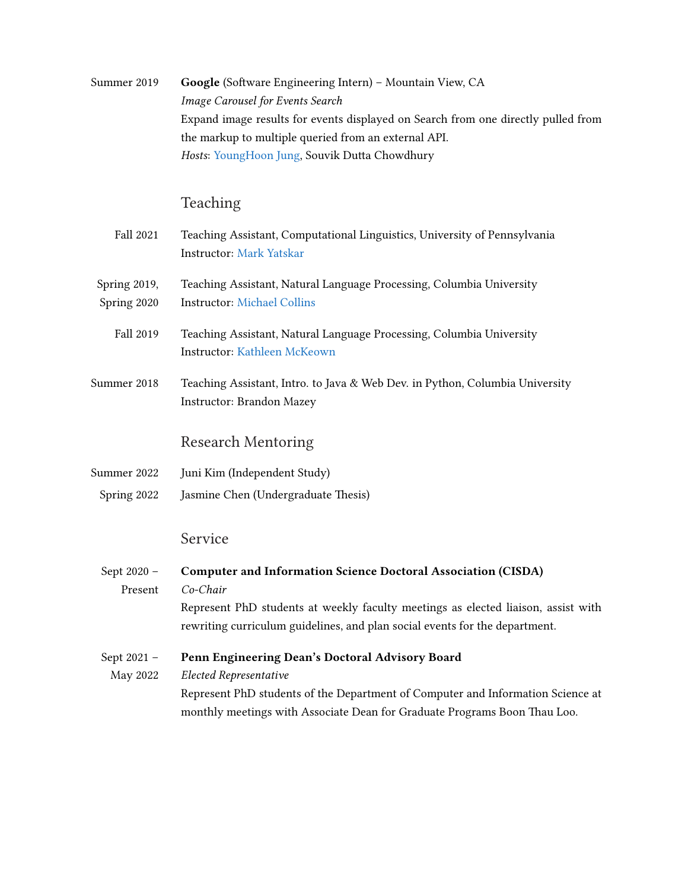Summer 2019 **Google** (Software Engineering Intern) – Mountain View, CA
*Image Carousel for Events Search*
Expand image results for events displayed on Search from one directly pulled from the markup to multiple queried from an external API.
*Hosts*: YoungHoon Jung, Souvik Dutta Chowdhury

## Teaching

Fall 2021 Teaching Assistant, Computational Linguistics, University of Pennsylvania
Instructor: Mark Yatskar

Spring 2019, Spring 2020 Teaching Assistant, Natural Language Processing, Columbia University
Instructor: Michael Collins

Fall 2019 Teaching Assistant, Natural Language Processing, Columbia University
Instructor: Kathleen McKeown

Summer 2018 Teaching Assistant, Intro. to Java & Web Dev. in Python, Columbia University
Instructor: Brandon Mazey

## Research Mentoring

Summer 2022 Juni Kim (Independent Study)

Spring 2022 Jasmine Chen (Undergraduate Thesis)

## Service

Sept 2020 – Present **Computer and Information Science Doctoral Association (CISDA)**
*Co-Chair*
Represent PhD students at weekly faculty meetings as elected liaison, assist with rewriting curriculum guidelines, and plan social events for the department.

Sept 2021 – May 2022 **Penn Engineering Dean's Doctoral Advisory Board**
*Elected Representative*
Represent PhD students of the Department of Computer and Information Science at monthly meetings with Associate Dean for Graduate Programs Boon Thau Loo.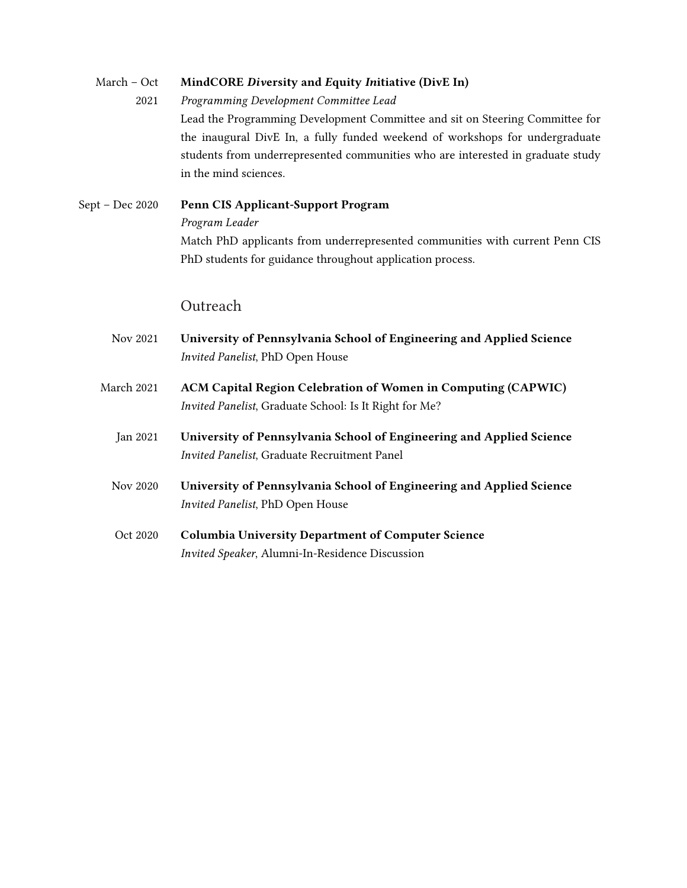March – Oct 2021 **MindCORE *Div*ersity and *E*quity *In*itiative (DivE In)**
*Programming Development Committee Lead*
Lead the Programming Development Committee and sit on Steering Committee for the inaugural DivE In, a fully funded weekend of workshops for undergraduate students from underrepresented communities who are interested in graduate study in the mind sciences.

Sept – Dec 2020 **Penn CIS Applicant-Support Program**
*Program Leader*
Match PhD applicants from underrepresented communities with current Penn CIS PhD students for guidance throughout application process.

## Outreach

Nov 2021 **University of Pennsylvania School of Engineering and Applied Science**
*Invited Panelist*, PhD Open House

March 2021 **ACM Capital Region Celebration of Women in Computing (CAPWIC)**
*Invited Panelist*, Graduate School: Is It Right for Me?

Jan 2021 **University of Pennsylvania School of Engineering and Applied Science**
*Invited Panelist*, Graduate Recruitment Panel

Nov 2020 **University of Pennsylvania School of Engineering and Applied Science**
*Invited Panelist*, PhD Open House

Oct 2020 **Columbia University Department of Computer Science**
*Invited Speaker*, Alumni-In-Residence Discussion